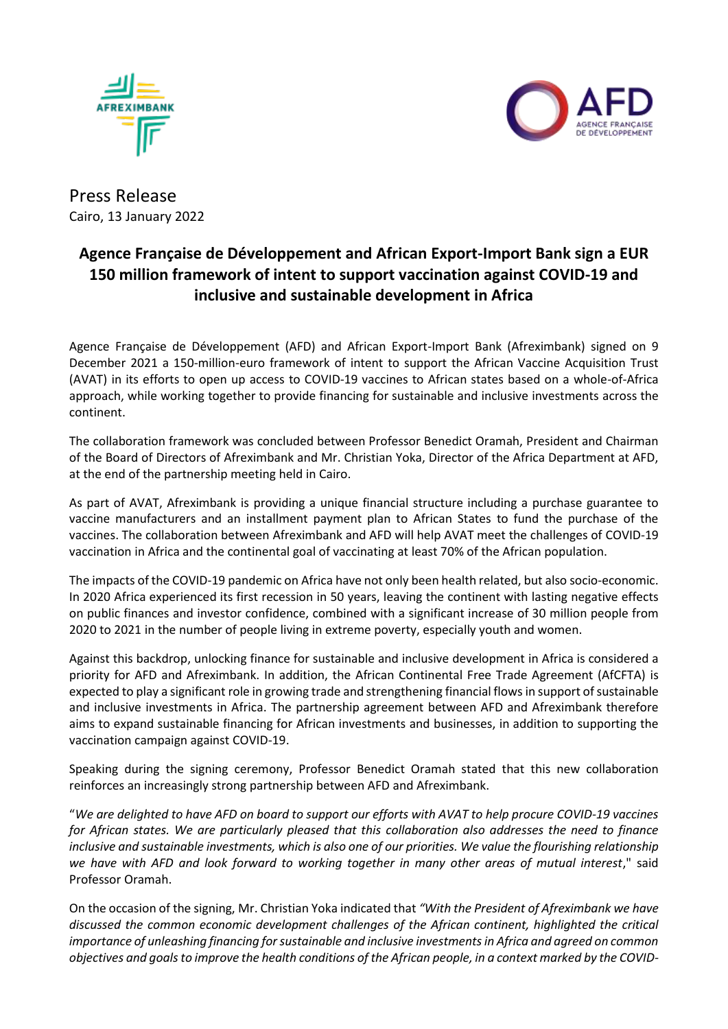Press Release
Cairo, 13 January 2022

# Agence Française de Développement and African Export-Import Bank sign a EUR 150 million framework of intent to support vaccination against COVID-19 and inclusive and sustainable development in Africa

Agence Française de Développement (AFD) and African Export-Import Bank (Afreximbank) signed on 9 December 2021 a 150-million-euro framework of intent to support the African Vaccine Acquisition Trust (AVAT) in its efforts to open up access to COVID-19 vaccines to African states based on a whole-of-Africa approach, while working together to provide financing for sustainable and inclusive investments across the continent.

The collaboration framework was concluded between Professor Benedict Oramah, President and Chairman of the Board of Directors of Afreximbank and Mr. Christian Yoka, Director of the Africa Department at AFD, at the end of the partnership meeting held in Cairo.

As part of AVAT, Afreximbank is providing a unique financial structure including a purchase guarantee to vaccine manufacturers and an installment payment plan to African States to fund the purchase of the vaccines. The collaboration between Afreximbank and AFD will help AVAT meet the challenges of COVID-19 vaccination in Africa and the continental goal of vaccinating at least 70% of the African population.

The impacts of the COVID-19 pandemic on Africa have not only been health related, but also socio-economic. In 2020 Africa experienced its first recession in 50 years, leaving the continent with lasting negative effects on public finances and investor confidence, combined with a significant increase of 30 million people from 2020 to 2021 in the number of people living in extreme poverty, especially youth and women.

Against this backdrop, unlocking finance for sustainable and inclusive development in Africa is considered a priority for AFD and Afreximbank. In addition, the African Continental Free Trade Agreement (AfCFTA) is expected to play a significant role in growing trade and strengthening financial flows in support of sustainable and inclusive investments in Africa. The partnership agreement between AFD and Afreximbank therefore aims to expand sustainable financing for African investments and businesses, in addition to supporting the vaccination campaign against COVID-19.

Speaking during the signing ceremony, Professor Benedict Oramah stated that this new collaboration reinforces an increasingly strong partnership between AFD and Afreximbank.

"*We are delighted to have AFD on board to support our efforts with AVAT to help procure COVID-19 vaccines for African states. We are particularly pleased that this collaboration also addresses the need to finance inclusive and sustainable investments, which is also one of our priorities. We value the flourishing relationship we have with AFD and look forward to working together in many other areas of mutual interest*," said Professor Oramah.

On the occasion of the signing, Mr. Christian Yoka indicated that *"With the President of Afreximbank we have discussed the common economic development challenges of the African continent, highlighted the critical importance of unleashing financing for sustainable and inclusive investments in Africa and agreed on common objectives and goals to improve the health conditions of the African people, in a context marked by the COVID-*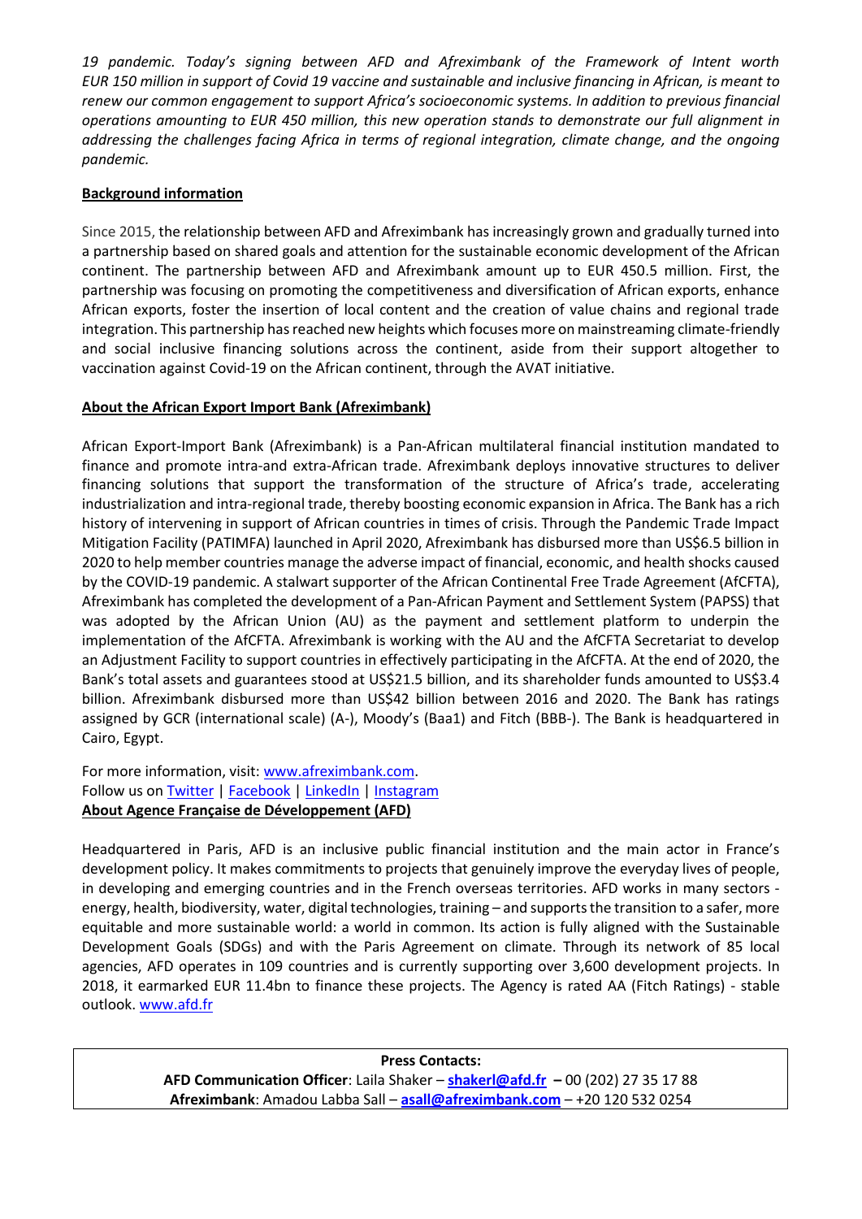*19 pandemic. Today's signing between AFD and Afreximbank of the Framework of Intent worth EUR 150 million in support of Covid 19 vaccine and sustainable and inclusive financing in African, is meant to renew our common engagement to support Africa's socioeconomic systems. In addition to previous financial operations amounting to EUR 450 million, this new operation stands to demonstrate our full alignment in addressing the challenges facing Africa in terms of regional integration, climate change, and the ongoing pandemic.*

**Background information**

Since 2015, the relationship between AFD and Afreximbank has increasingly grown and gradually turned into a partnership based on shared goals and attention for the sustainable economic development of the African continent. The partnership between AFD and Afreximbank amount up to EUR 450.5 million. First, the partnership was focusing on promoting the competitiveness and diversification of African exports, enhance African exports, foster the insertion of local content and the creation of value chains and regional trade integration. This partnership has reached new heights which focuses more on mainstreaming climate-friendly and social inclusive financing solutions across the continent, aside from their support altogether to vaccination against Covid-19 on the African continent, through the AVAT initiative.

**About the African Export Import Bank (Afreximbank)**

African Export-Import Bank (Afreximbank) is a Pan-African multilateral financial institution mandated to finance and promote intra-and extra-African trade. Afreximbank deploys innovative structures to deliver financing solutions that support the transformation of the structure of Africa's trade, accelerating industrialization and intra-regional trade, thereby boosting economic expansion in Africa. The Bank has a rich history of intervening in support of African countries in times of crisis. Through the Pandemic Trade Impact Mitigation Facility (PATIMFA) launched in April 2020, Afreximbank has disbursed more than US$6.5 billion in 2020 to help member countries manage the adverse impact of financial, economic, and health shocks caused by the COVID-19 pandemic. A stalwart supporter of the African Continental Free Trade Agreement (AfCFTA), Afreximbank has completed the development of a Pan-African Payment and Settlement System (PAPSS) that was adopted by the African Union (AU) as the payment and settlement platform to underpin the implementation of the AfCFTA. Afreximbank is working with the AU and the AfCFTA Secretariat to develop an Adjustment Facility to support countries in effectively participating in the AfCFTA. At the end of 2020, the Bank's total assets and guarantees stood at US$21.5 billion, and its shareholder funds amounted to US$3.4 billion. Afreximbank disbursed more than US$42 billion between 2016 and 2020. The Bank has ratings assigned by GCR (international scale) (A-), Moody's (Baa1) and Fitch (BBB-). The Bank is headquartered in Cairo, Egypt.

For more information, visit: [www.afreximbank.com](www.afreximbank.com).
Follow us on Twitter | Facebook | LinkedIn | Instagram

**About Agence Française de Développement (AFD)**

Headquartered in Paris, AFD is an inclusive public financial institution and the main actor in France's development policy. It makes commitments to projects that genuinely improve the everyday lives of people, in developing and emerging countries and in the French overseas territories. AFD works in many sectors - energy, health, biodiversity, water, digital technologies, training – and supports the transition to a safer, more equitable and more sustainable world: a world in common. Its action is fully aligned with the Sustainable Development Goals (SDGs) and with the Paris Agreement on climate. Through its network of 85 local agencies, AFD operates in 109 countries and is currently supporting over 3,600 development projects. In 2018, it earmarked EUR 11.4bn to finance these projects. The Agency is rated AA (Fitch Ratings) - stable outlook. [www.afd.fr](www.afd.fr)

**Press Contacts:**
**AFD Communication Officer**: Laila Shaker – **shakerl@afd.fr** – 00 (202) 27 35 17 88
**Afreximbank**: Amadou Labba Sall – **asall@afreximbank.com** – +20 120 532 0254